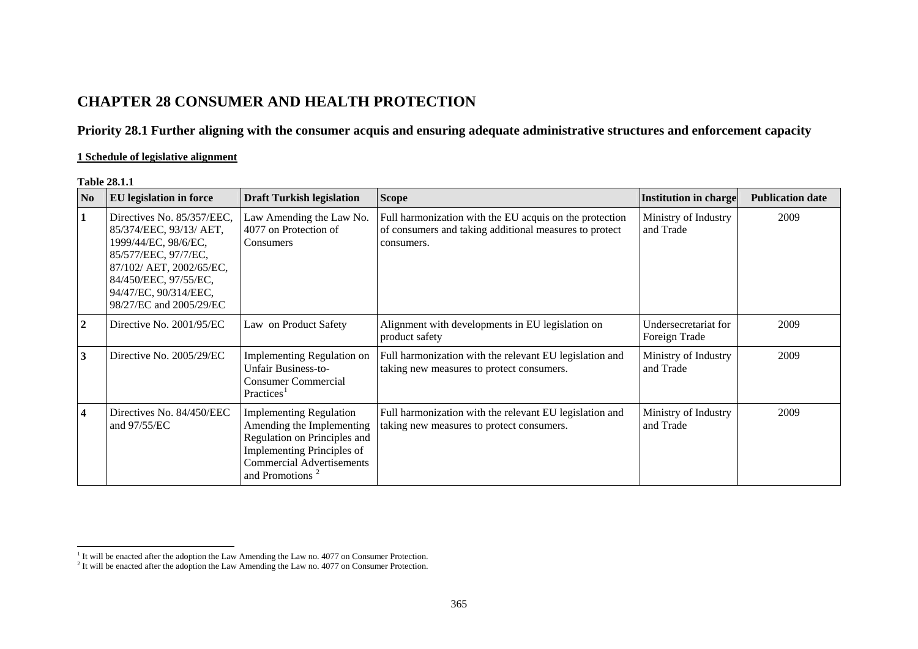# CHAPTER 28 CONSUMER AND HEALTH PROTECTION

## Priority 28.1 Further aligning with the consumer acquis and ensuring adequate administrative structures and enforcement capacity

**1 Schedule of legislative alignment**

**Table 28.1.1**

| No | EU legislation in force | Draft Turkish legislation | Scope | Institution in charge | Publication date |
|---|---|---|---|---|---|
| 1 | Directives No. 85/357/EEC, 85/374/EEC, 93/13/ AET, 1999/44/EC, 98/6/EC, 85/577/EEC, 97/7/EC, 87/102/ AET, 2002/65/EC, 84/450/EEC, 97/55/EC, 94/47/EC, 90/314/EEC, 98/27/EC and 2005/29/EC | Law Amending the Law No. 4077 on Protection of Consumers | Full harmonization with the EU acquis on the protection of consumers and taking additional measures to protect consumers. | Ministry of Industry and Trade | 2009 |
| 2 | Directive No. 2001/95/EC | Law on Product Safety | Alignment with developments in EU legislation on product safety | Undersecretariat for Foreign Trade | 2009 |
| 3 | Directive No. 2005/29/EC | Implementing Regulation on Unfair Business-to-Consumer Commercial Practices[1] | Full harmonization with the relevant EU legislation and taking new measures to protect consumers. | Ministry of Industry and Trade | 2009 |
| 4 | Directives No. 84/450/EEC and 97/55/EC | Implementing Regulation Amending the Implementing Regulation on Principles and Implementing Principles of Commercial Advertisements and Promotions [2] | Full harmonization with the relevant EU legislation and taking new measures to protect consumers. | Ministry of Industry and Trade | 2009 |

[1] It will be enacted after the adoption the Law Amending the Law no. 4077 on Consumer Protection.

[2] It will be enacted after the adoption the Law Amending the Law no. 4077 on Consumer Protection.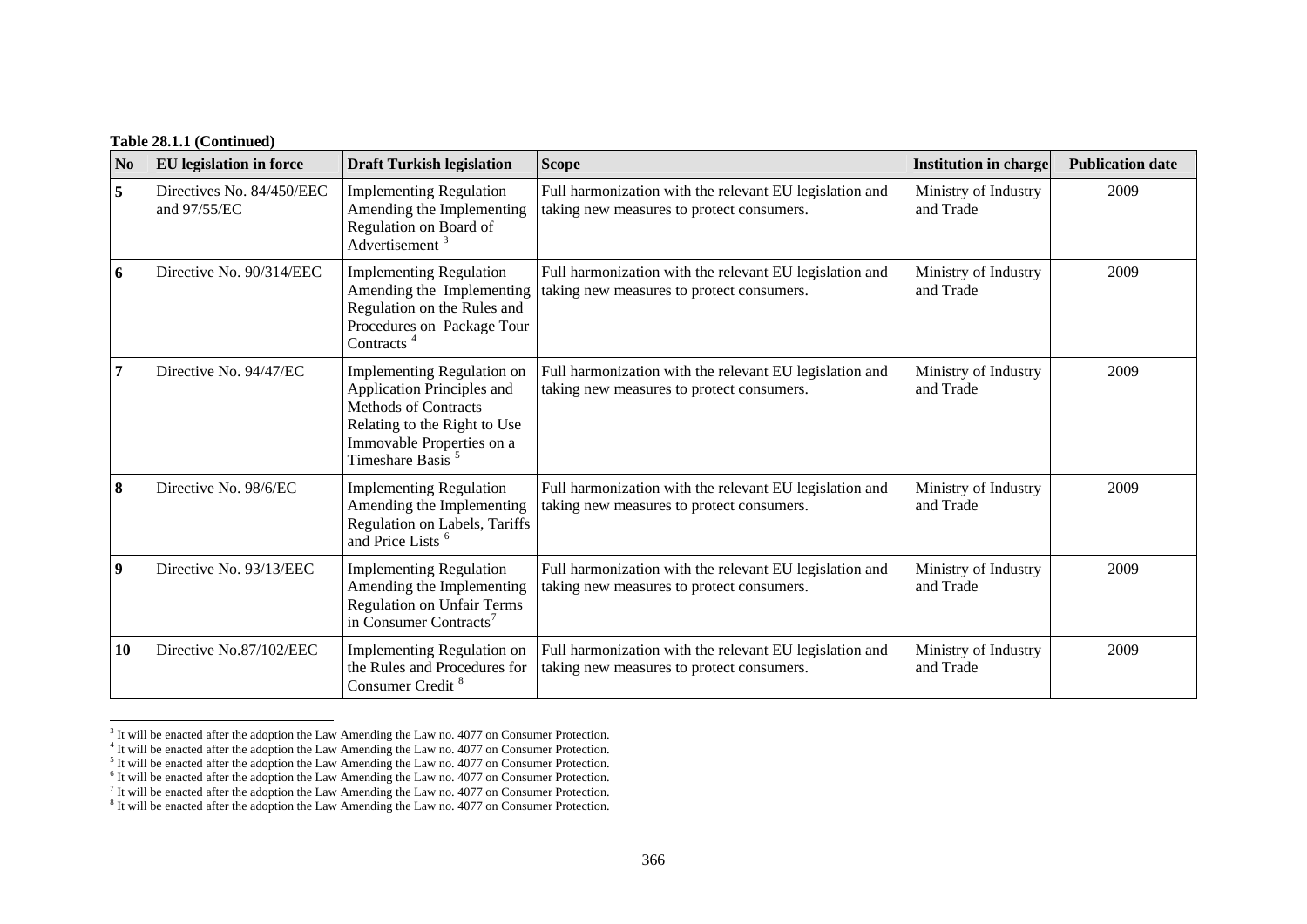**Table 28.1.1 (Continued)**

| No | EU legislation in force | Draft Turkish legislation | Scope | Institution in charge | Publication date |
|---|---|---|---|---|---|
| **5** | Directives No. 84/450/EEC and 97/55/EC | Implementing Regulation Amending the Implementing Regulation on Board of Advertisement [3] | Full harmonization with the relevant EU legislation and taking new measures to protect consumers. | Ministry of Industry and Trade | 2009 |
| **6** | Directive No. 90/314/EEC | Implementing Regulation Amending the Implementing Regulation on the Rules and Procedures on Package Tour Contracts [4] | Full harmonization with the relevant EU legislation and taking new measures to protect consumers. | Ministry of Industry and Trade | 2009 |
| **7** | Directive No. 94/47/EC | Implementing Regulation on Application Principles and Methods of Contracts Relating to the Right to Use Immovable Properties on a Timeshare Basis [5] | Full harmonization with the relevant EU legislation and taking new measures to protect consumers. | Ministry of Industry and Trade | 2009 |
| **8** | Directive No. 98/6/EC | Implementing Regulation Amending the Implementing Regulation on Labels, Tariffs and Price Lists [6] | Full harmonization with the relevant EU legislation and taking new measures to protect consumers. | Ministry of Industry and Trade | 2009 |
| **9** | Directive No. 93/13/EEC | Implementing Regulation Amending the Implementing Regulation on Unfair Terms in Consumer Contracts[7] | Full harmonization with the relevant EU legislation and taking new measures to protect consumers. | Ministry of Industry and Trade | 2009 |
| **10** | Directive No.87/102/EEC | Implementing Regulation on the Rules and Procedures for Consumer Credit [8] | Full harmonization with the relevant EU legislation and taking new measures to protect consumers. | Ministry of Industry and Trade | 2009 |

[3] It will be enacted after the adoption the Law Amending the Law no. 4077 on Consumer Protection.
[4] It will be enacted after the adoption the Law Amending the Law no. 4077 on Consumer Protection.
[5] It will be enacted after the adoption the Law Amending the Law no. 4077 on Consumer Protection.
[6] It will be enacted after the adoption the Law Amending the Law no. 4077 on Consumer Protection.
[7] It will be enacted after the adoption the Law Amending the Law no. 4077 on Consumer Protection.
[8] It will be enacted after the adoption the Law Amending the Law no. 4077 on Consumer Protection.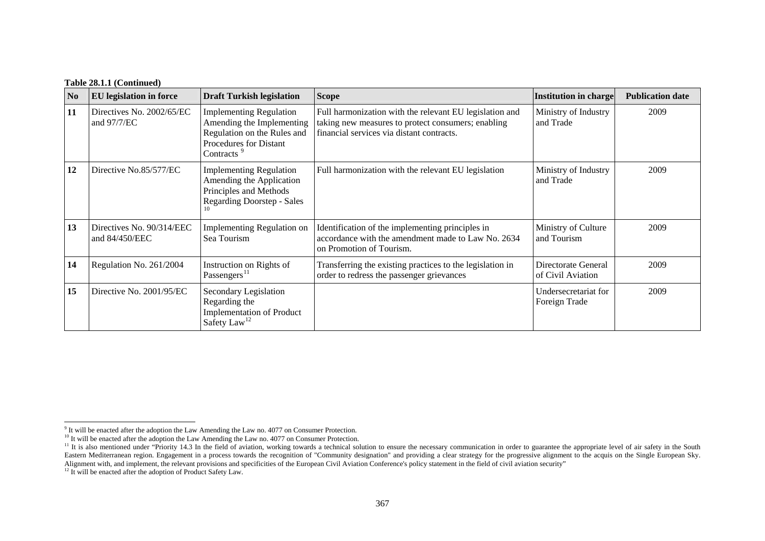**Table 28.1.1 (Continued)**

| No | EU legislation in force | Draft Turkish legislation | Scope | Institution in charge | Publication date |
|---|---|---|---|---|---|
| 11 | Directives No. 2002/65/EC and 97/7/EC | Implementing Regulation Amending the Implementing Regulation on the Rules and Procedures for Distant Contracts [9] | Full harmonization with the relevant EU legislation and taking new measures to protect consumers; enabling financial services via distant contracts. | Ministry of Industry and Trade | 2009 |
| 12 | Directive No.85/577/EC | Implementing Regulation Amending the Application Principles and Methods Regarding Doorstep - Sales [10] | Full harmonization with the relevant EU legislation | Ministry of Industry and Trade | 2009 |
| 13 | Directives No. 90/314/EEC and 84/450/EEC | Implementing Regulation on Sea Tourism | Identification of the implementing principles in accordance with the amendment made to Law No. 2634 on Promotion of Tourism. | Ministry of Culture and Tourism | 2009 |
| 14 | Regulation No. 261/2004 | Instruction on Rights of Passengers [11] | Transferring the existing practices to the legislation in order to redress the passenger grievances | Directorate General of Civil Aviation | 2009 |
| 15 | Directive No. 2001/95/EC | Secondary Legislation Regarding the Implementation of Product Safety Law [12] | | Undersecretariat for Foreign Trade | 2009 |

[9] It will be enacted after the adoption the Law Amending the Law no. 4077 on Consumer Protection.

[10] It will be enacted after the adoption the Law Amending the Law no. 4077 on Consumer Protection.

[11] It is also mentioned under "Priority 14.3 In the field of aviation, working towards a technical solution to ensure the necessary communication in order to guarantee the appropriate level of air safety in the South Eastern Mediterranean region. Engagement in a process towards the recognition of "Community designation" and providing a clear strategy for the progressive alignment to the acquis on the Single European Sky. Alignment with, and implement, the relevant provisions and specificities of the European Civil Aviation Conference's policy statement in the field of civil aviation security"

[12] It will be enacted after the adoption of Product Safety Law.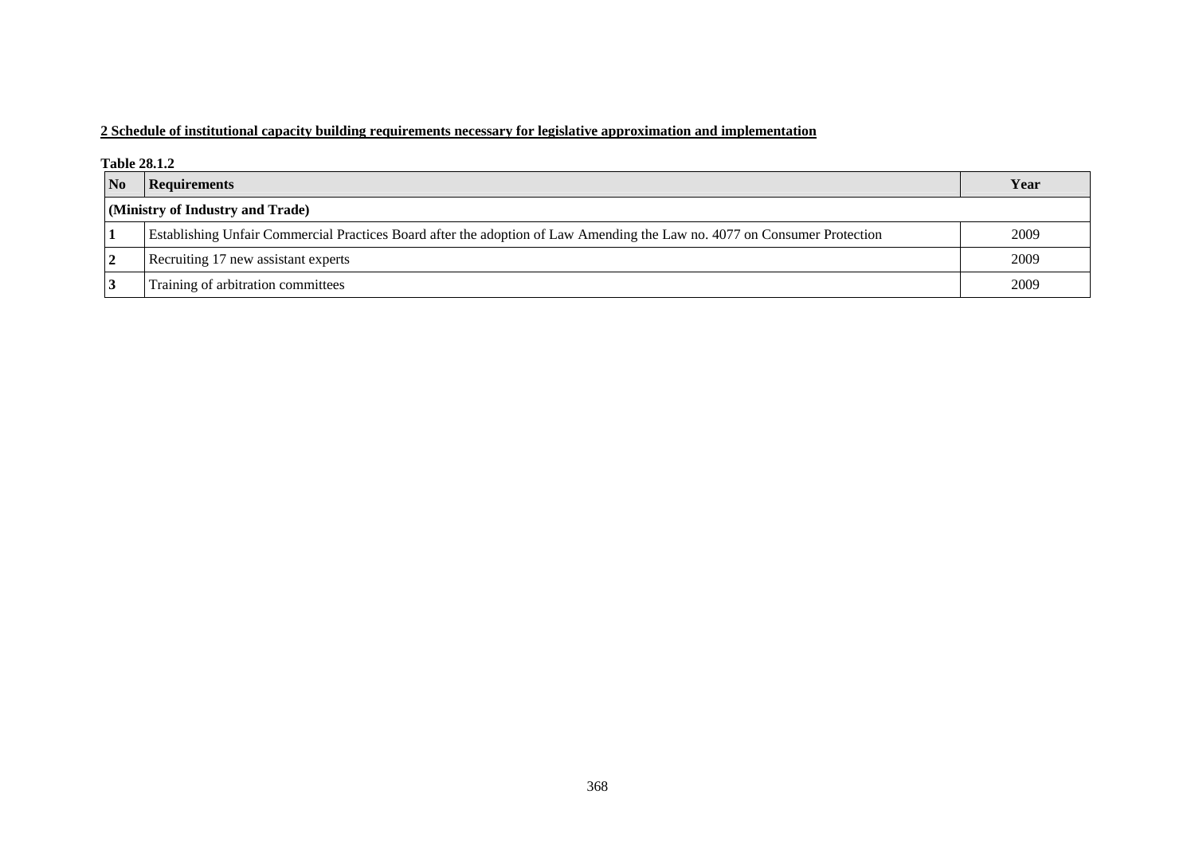**2 Schedule of institutional capacity building requirements necessary for legislative approximation and implementation**

**Table 28.1.2**

| No | Requirements | Year |
|---|---|---|
| **(Ministry of Industry and Trade)** | | |
| **1** | Establishing Unfair Commercial Practices Board after the adoption of Law Amending the Law no. 4077 on Consumer Protection | 2009 |
| **2** | Recruiting 17 new assistant experts | 2009 |
| **3** | Training of arbitration committees | 2009 |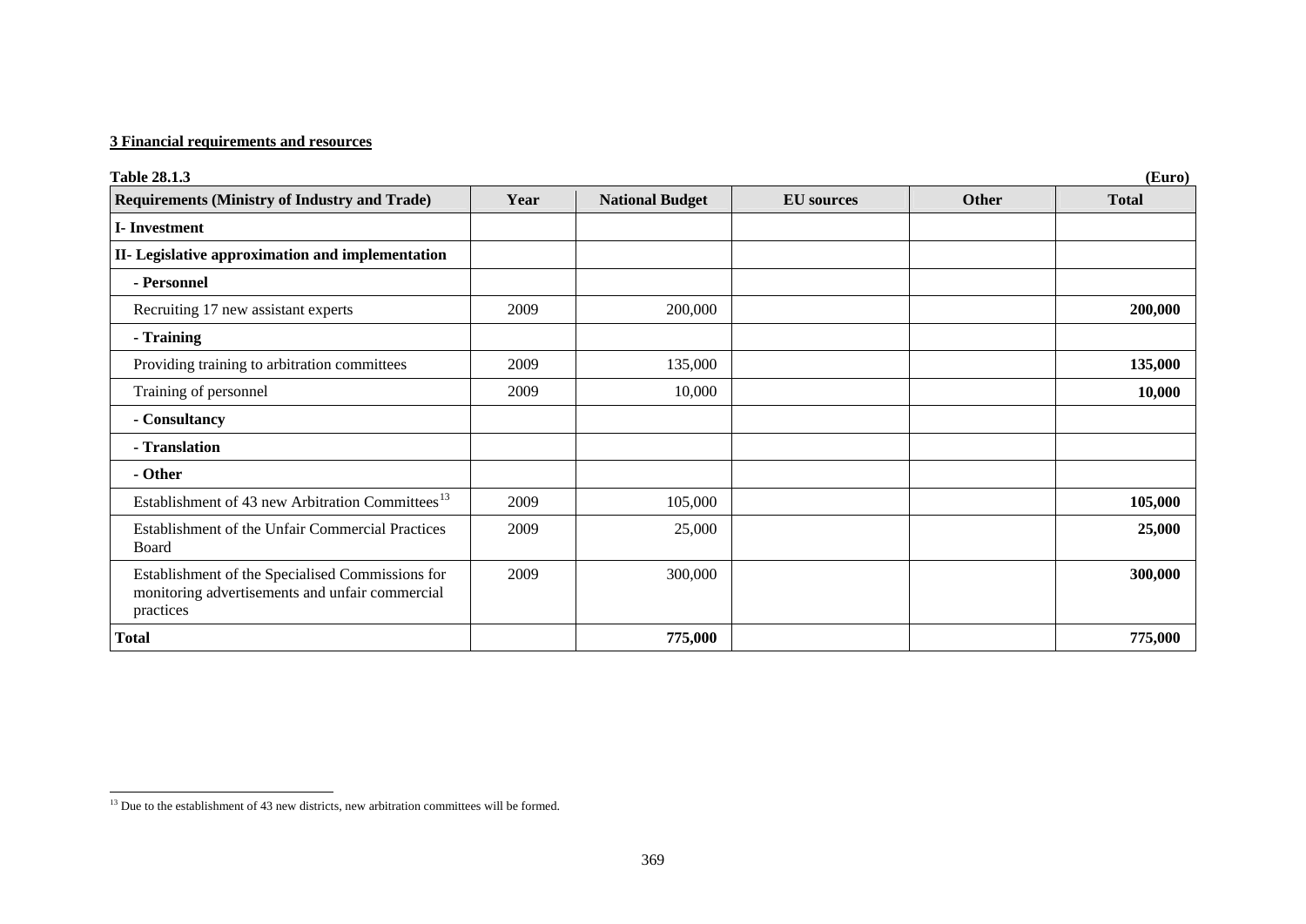**3 Financial requirements and resources**

**Table 28.1.3** **(Euro)**

| Requirements (Ministry of Industry and Trade) | Year | National Budget | EU sources | Other | Total |
|---|---|---|---|---|---|
| **I- Investment** | | | | | |
| **II- Legislative approximation and implementation** | | | | | |
| **- Personnel** | | | | | |
| Recruiting 17 new assistant experts | 2009 | 200,000 | | | **200,000** |
| **- Training** | | | | | |
| Providing training to arbitration committees | 2009 | 135,000 | | | **135,000** |
| Training of personnel | 2009 | 10,000 | | | **10,000** |
| **- Consultancy** | | | | | |
| **- Translation** | | | | | |
| **- Other** | | | | | |
| Establishment of 43 new Arbitration Committees[13] | 2009 | 105,000 | | | **105,000** |
| Establishment of the Unfair Commercial Practices Board | 2009 | 25,000 | | | **25,000** |
| Establishment of the Specialised Commissions for monitoring advertisements and unfair commercial practices | 2009 | 300,000 | | | **300,000** |
| **Total** | | **775,000** | | | **775,000** |

[13] Due to the establishment of 43 new districts, new arbitration committees will be formed.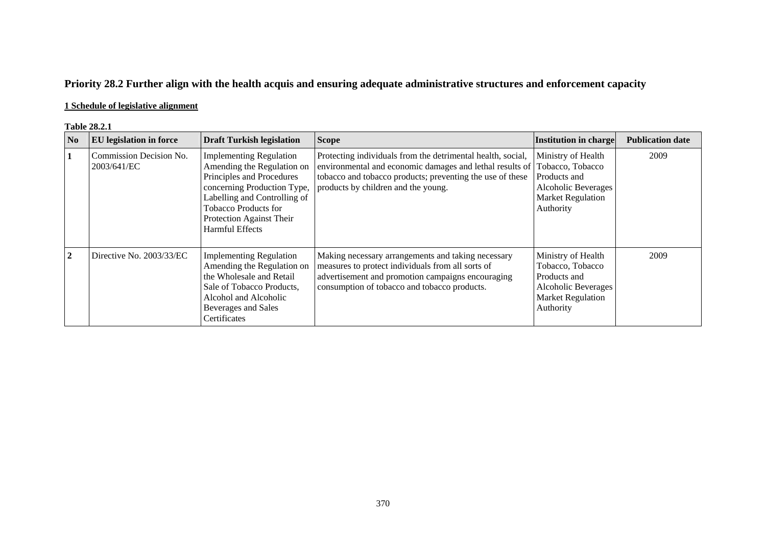# Priority 28.2 Further align with the health acquis and ensuring adequate administrative structures and enforcement capacity

**1 Schedule of legislative alignment**

**Table 28.2.1**

| No | EU legislation in force | Draft Turkish legislation | Scope | Institution in charge | Publication date |
|---|---|---|---|---|---|
| 1 | Commission Decision No. 2003/641/EC | Implementing Regulation Amending the Regulation on Principles and Procedures concerning Production Type, Labelling and Controlling of Tobacco Products for Protection Against Their Harmful Effects | Protecting individuals from the detrimental health, social, environmental and economic damages and lethal results of tobacco and tobacco products; preventing the use of these products by children and the young. | Ministry of Health Tobacco, Tobacco Products and Alcoholic Beverages Market Regulation Authority | 2009 |
| 2 | Directive No. 2003/33/EC | Implementing Regulation Amending the Regulation on the Wholesale and Retail Sale of Tobacco Products, Alcohol and Alcoholic Beverages and Sales Certificates | Making necessary arrangements and taking necessary measures to protect individuals from all sorts of advertisement and promotion campaigns encouraging consumption of tobacco and tobacco products. | Ministry of Health Tobacco, Tobacco Products and Alcoholic Beverages Market Regulation Authority | 2009 |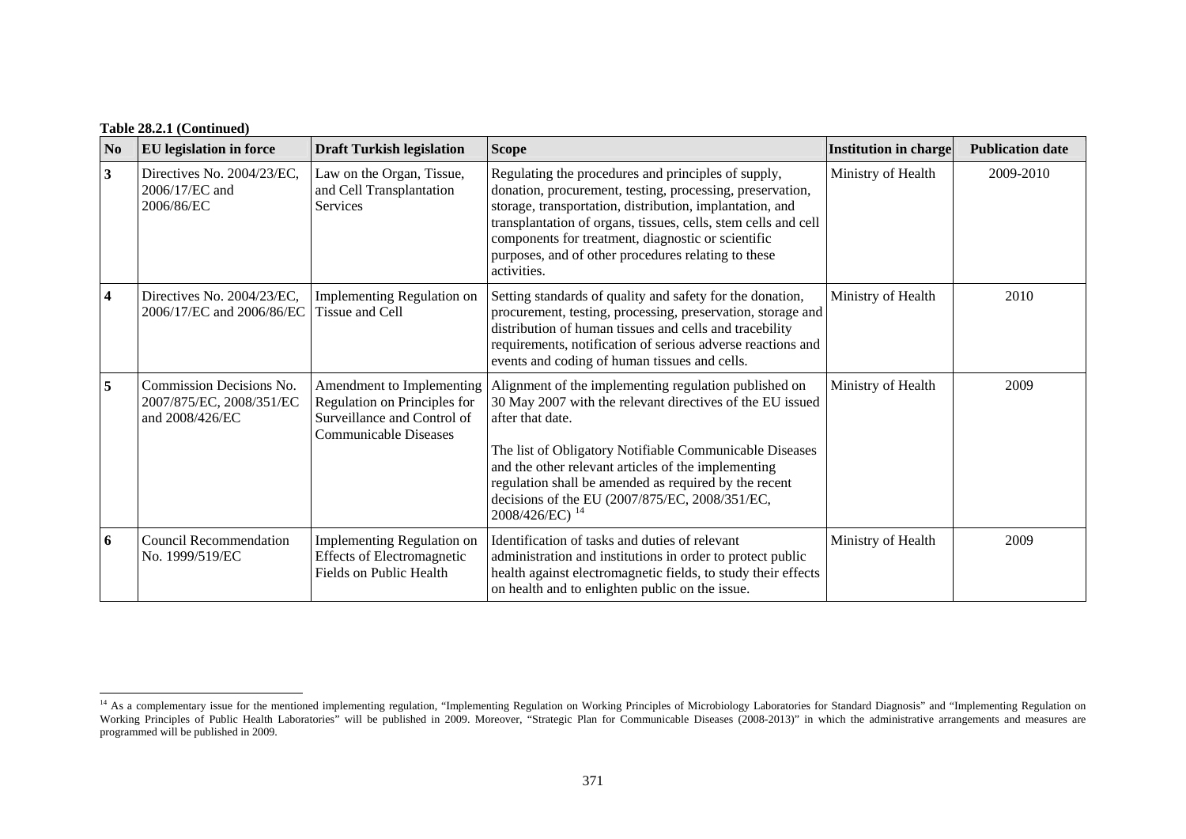**Table 28.2.1 (Continued)**

| No | EU legislation in force | Draft Turkish legislation | Scope | Institution in charge | Publication date |
|---|---|---|---|---|---|
| 3 | Directives No. 2004/23/EC, 2006/17/EC and 2006/86/EC | Law on the Organ, Tissue, and Cell Transplantation Services | Regulating the procedures and principles of supply, donation, procurement, testing, processing, preservation, storage, transportation, distribution, implantation, and transplantation of organs, tissues, cells, stem cells and cell components for treatment, diagnostic or scientific purposes, and of other procedures relating to these activities. | Ministry of Health | 2009-2010 |
| 4 | Directives No. 2004/23/EC, 2006/17/EC and 2006/86/EC | Implementing Regulation on Tissue and Cell | Setting standards of quality and safety for the donation, procurement, testing, processing, preservation, storage and distribution of human tissues and cells and tracebility requirements, notification of serious adverse reactions and events and coding of human tissues and cells. | Ministry of Health | 2010 |
| 5 | Commission Decisions No. 2007/875/EC, 2008/351/EC and 2008/426/EC | Amendment to Implementing Regulation on Principles for Surveillance and Control of Communicable Diseases | Alignment of the implementing regulation published on 30 May 2007 with the relevant directives of the EU issued after that date.<br><br>The list of Obligatory Notifiable Communicable Diseases and the other relevant articles of the implementing regulation shall be amended as required by the recent decisions of the EU (2007/875/EC, 2008/351/EC, 2008/426/EC) [14] | Ministry of Health | 2009 |
| 6 | Council Recommendation No. 1999/519/EC | Implementing Regulation on Effects of Electromagnetic Fields on Public Health | Identification of tasks and duties of relevant administration and institutions in order to protect public health against electromagnetic fields, to study their effects on health and to enlighten public on the issue. | Ministry of Health | 2009 |

[14] As a complementary issue for the mentioned implementing regulation, "Implementing Regulation on Working Principles of Microbiology Laboratories for Standard Diagnosis" and "Implementing Regulation on Working Principles of Public Health Laboratories" will be published in 2009. Moreover, "Strategic Plan for Communicable Diseases (2008-2013)" in which the administrative arrangements and measures are programmed will be published in 2009.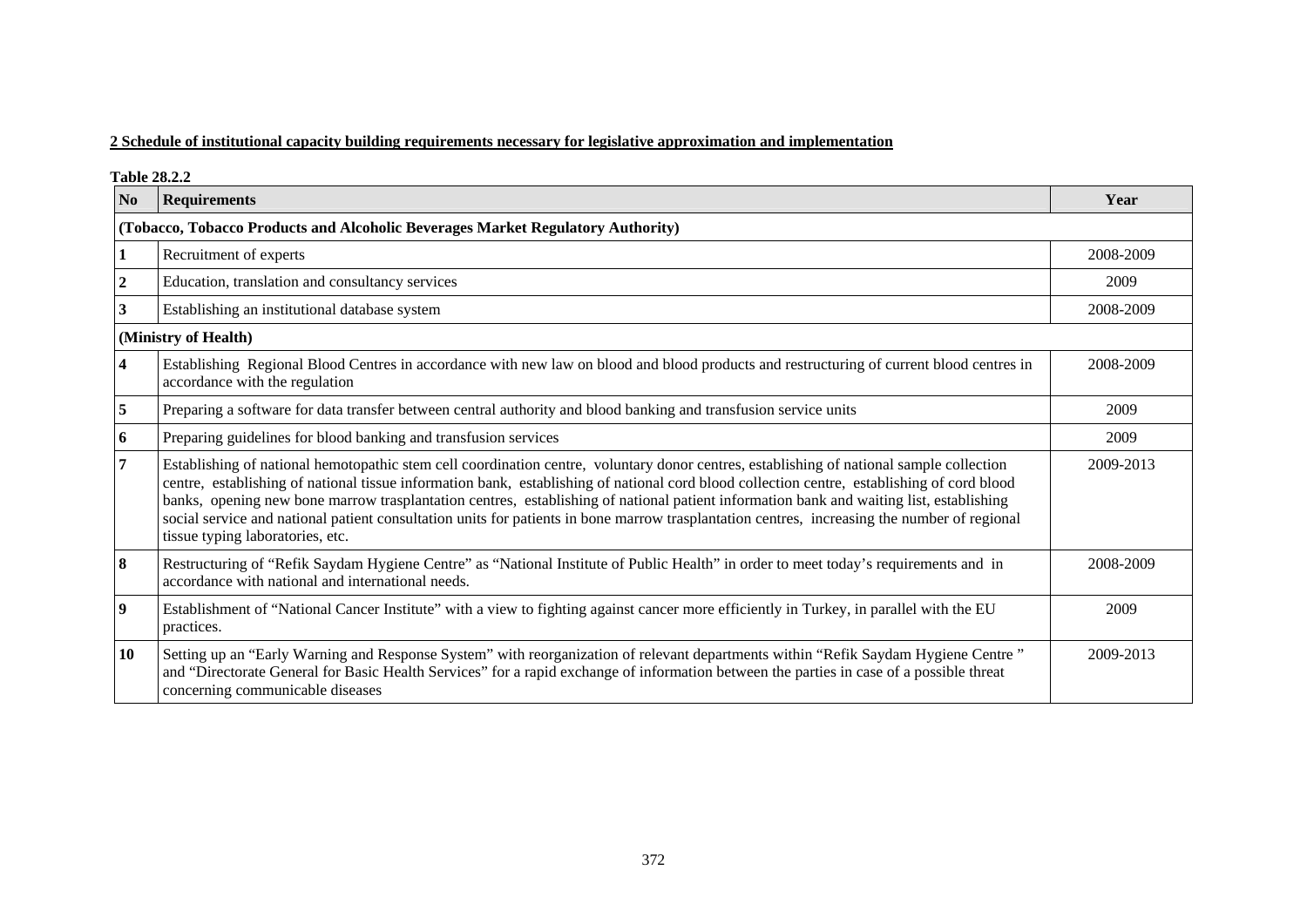**2 Schedule of institutional capacity building requirements necessary for legislative approximation and implementation**

**Table 28.2.2**

| No | Requirements | Year |
|---|---|---|
| **(Tobacco, Tobacco Products and Alcoholic Beverages Market Regulatory Authority)** | | |
| **1** | Recruitment of experts | 2008-2009 |
| **2** | Education, translation and consultancy services | 2009 |
| **3** | Establishing an institutional database system | 2008-2009 |
| **(Ministry of Health)** | | |
| **4** | Establishing Regional Blood Centres in accordance with new law on blood and blood products and restructuring of current blood centres in accordance with the regulation | 2008-2009 |
| **5** | Preparing a software for data transfer between central authority and blood banking and transfusion service units | 2009 |
| **6** | Preparing guidelines for blood banking and transfusion services | 2009 |
| **7** | Establishing of national hemotopathic stem cell coordination centre, voluntary donor centres, establishing of national sample collection centre, establishing of national tissue information bank, establishing of national cord blood collection centre, establishing of cord blood banks, opening new bone marrow trasplantation centres, establishing of national patient information bank and waiting list, establishing social service and national patient consultation units for patients in bone marrow trasplantation centres, increasing the number of regional tissue typing laboratories, etc. | 2009-2013 |
| **8** | Restructuring of "Refik Saydam Hygiene Centre" as "National Institute of Public Health" in order to meet today's requirements and in accordance with national and international needs. | 2008-2009 |
| **9** | Establishment of "National Cancer Institute" with a view to fighting against cancer more efficiently in Turkey, in parallel with the EU practices. | 2009 |
| **10** | Setting up an "Early Warning and Response System" with reorganization of relevant departments within "Refik Saydam Hygiene Centre " and "Directorate General for Basic Health Services" for a rapid exchange of information between the parties in case of a possible threat concerning communicable diseases | 2009-2013 |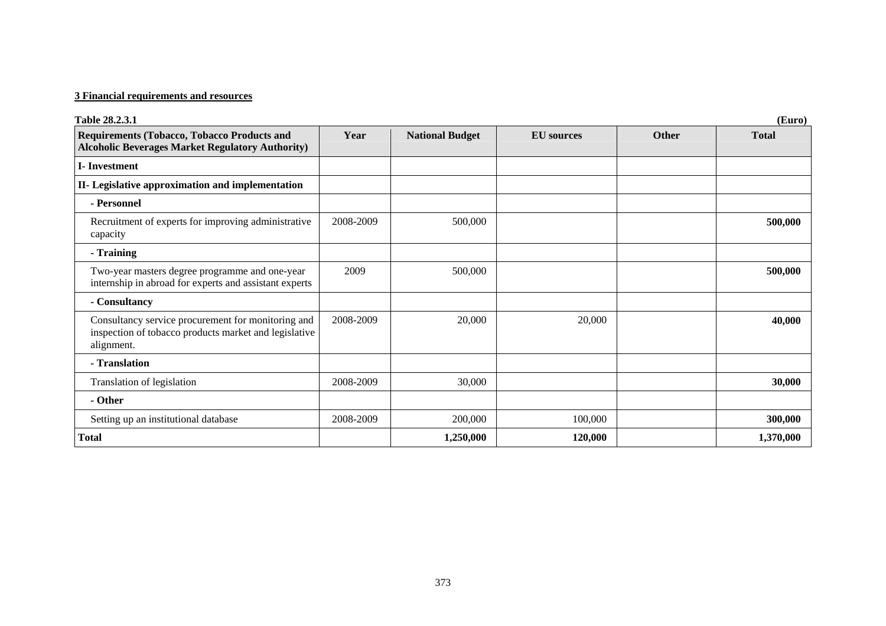**3 Financial requirements and resources**

**Table 28.2.3.1** **(Euro)**

| Requirements (Tobacco, Tobacco Products and Alcoholic Beverages Market Regulatory Authority) | Year | National Budget | EU sources | Other | Total |
|---|---|---|---|---|---|
| **I- Investment** | | | | | |
| **II- Legislative approximation and implementation** | | | | | |
| **- Personnel** | | | | | |
| Recruitment of experts for improving administrative capacity | 2008-2009 | 500,000 | | | **500,000** |
| **- Training** | | | | | |
| Two-year masters degree programme and one-year internship in abroad for experts and assistant experts | 2009 | 500,000 | | | **500,000** |
| **- Consultancy** | | | | | |
| Consultancy service procurement for monitoring and inspection of tobacco products market and legislative alignment. | 2008-2009 | 20,000 | 20,000 | | **40,000** |
| **- Translation** | | | | | |
| Translation of legislation | 2008-2009 | 30,000 | | | **30,000** |
| **- Other** | | | | | |
| Setting up an institutional database | 2008-2009 | 200,000 | 100,000 | | **300,000** |
| **Total** | | **1,250,000** | **120,000** | | **1,370,000** |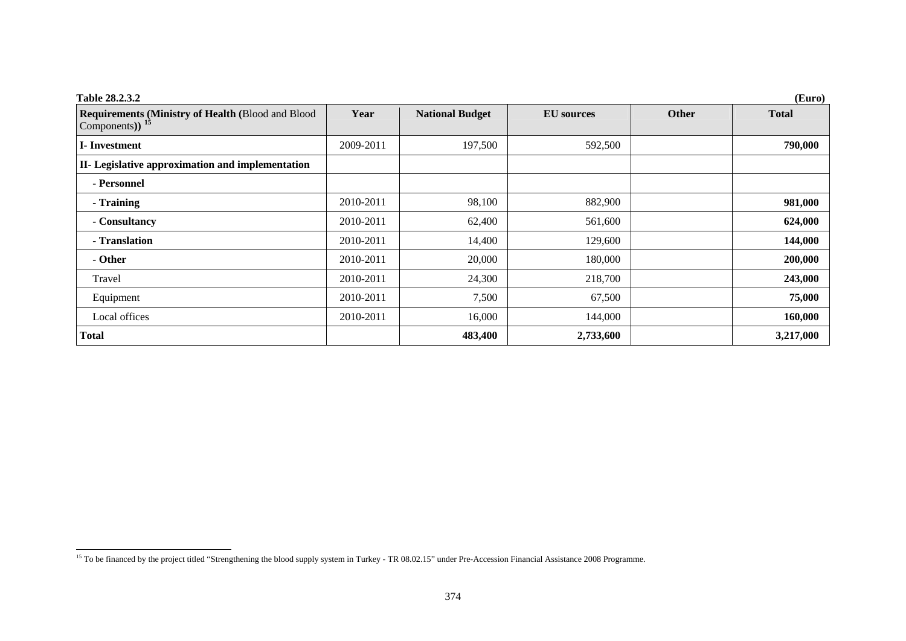**Table 28.2.3.2** **(Euro)**

| Requirements (Ministry of Health (Blood and Blood Components)) [15] | Year | National Budget | EU sources | Other | Total |
|---|---|---|---|---|---|
| **I- Investment** | 2009-2011 | 197,500 | 592,500 | | **790,000** |
| **II- Legislative approximation and implementation** | | | | | |
| **- Personnel** | | | | | |
| **- Training** | 2010-2011 | 98,100 | 882,900 | | **981,000** |
| **- Consultancy** | 2010-2011 | 62,400 | 561,600 | | **624,000** |
| **- Translation** | 2010-2011 | 14,400 | 129,600 | | **144,000** |
| **- Other** | 2010-2011 | 20,000 | 180,000 | | **200,000** |
| Travel | 2010-2011 | 24,300 | 218,700 | | **243,000** |
| Equipment | 2010-2011 | 7,500 | 67,500 | | **75,000** |
| Local offices | 2010-2011 | 16,000 | 144,000 | | **160,000** |
| **Total** | | **483,400** | **2,733,600** | | **3,217,000** |

[15] To be financed by the project titled "Strengthening the blood supply system in Turkey - TR 08.02.15" under Pre-Accession Financial Assistance 2008 Programme.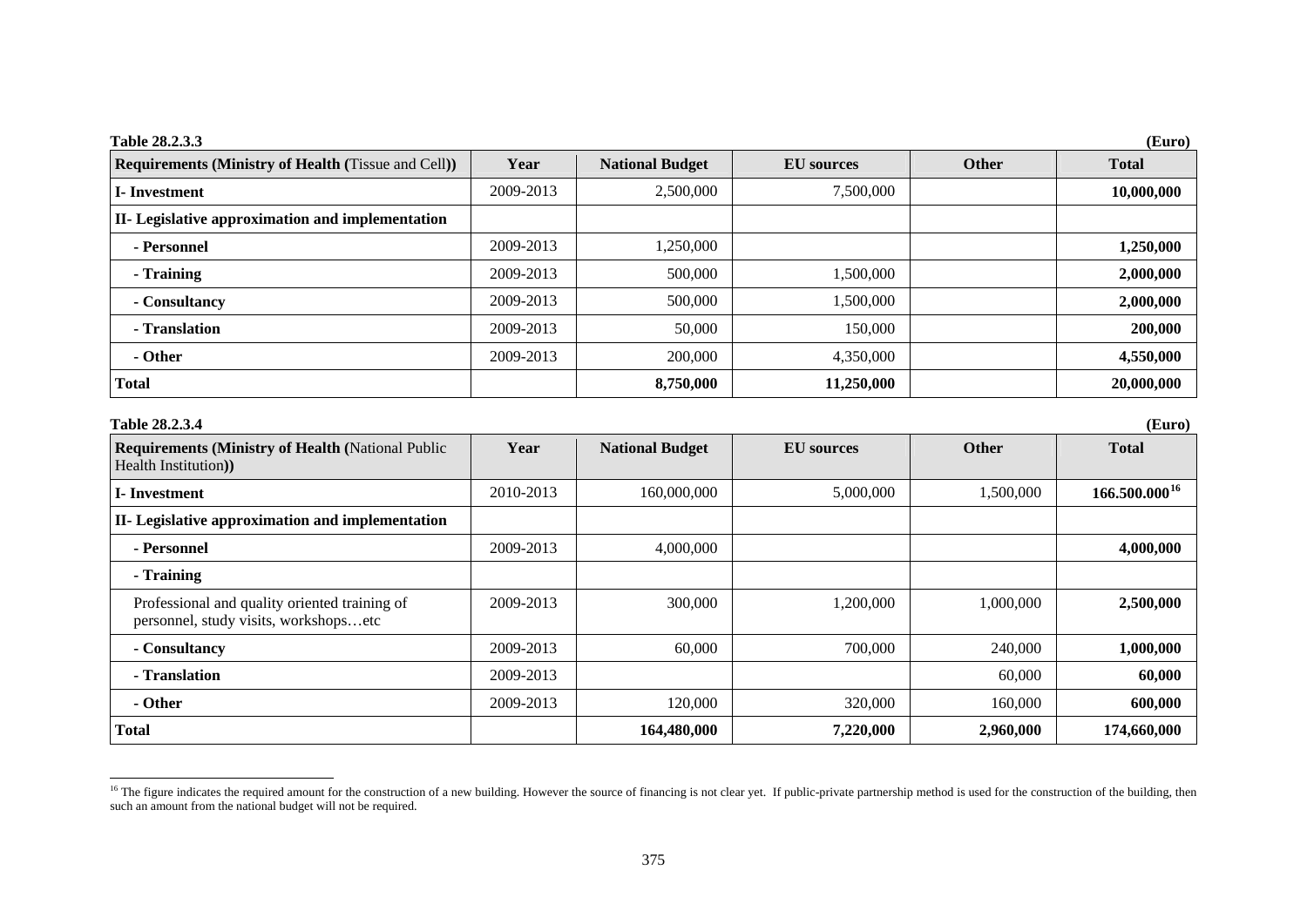**Table 28.2.3.3** **(Euro)**

| Requirements (Ministry of Health (Tissue and Cell)) | Year | National Budget | EU sources | Other | Total |
|---|---|---|---|---|---|
| **I- Investment** | 2009-2013 | 2,500,000 | 7,500,000 | | **10,000,000** |
| **II- Legislative approximation and implementation** | | | | | |
| **- Personnel** | 2009-2013 | 1,250,000 | | | **1,250,000** |
| **- Training** | 2009-2013 | 500,000 | 1,500,000 | | **2,000,000** |
| **- Consultancy** | 2009-2013 | 500,000 | 1,500,000 | | **2,000,000** |
| **- Translation** | 2009-2013 | 50,000 | 150,000 | | **200,000** |
| **- Other** | 2009-2013 | 200,000 | 4,350,000 | | **4,550,000** |
| **Total** | | **8,750,000** | **11,250,000** | | **20,000,000** |

**Table 28.2.3.4** **(Euro)**

| Requirements (Ministry of Health (National Public Health Institution)) | Year | National Budget | EU sources | Other | Total |
|---|---|---|---|---|---|
| **I- Investment** | 2010-2013 | 160,000,000 | 5,000,000 | 1,500,000 | **166.500.000**[16] |
| **II- Legislative approximation and implementation** | | | | | |
| **- Personnel** | 2009-2013 | 4,000,000 | | | **4,000,000** |
| **- Training** | | | | | |
| Professional and quality oriented training of personnel, study visits, workshops…etc | 2009-2013 | 300,000 | 1,200,000 | 1,000,000 | **2,500,000** |
| **- Consultancy** | 2009-2013 | 60,000 | 700,000 | 240,000 | **1,000,000** |
| **- Translation** | 2009-2013 | | | 60,000 | **60,000** |
| **- Other** | 2009-2013 | 120,000 | 320,000 | 160,000 | **600,000** |
| **Total** | | **164,480,000** | **7,220,000** | **2,960,000** | **174,660,000** |

[16] The figure indicates the required amount for the construction of a new building. However the source of financing is not clear yet. If public-private partnership method is used for the construction of the building, then such an amount from the national budget will not be required.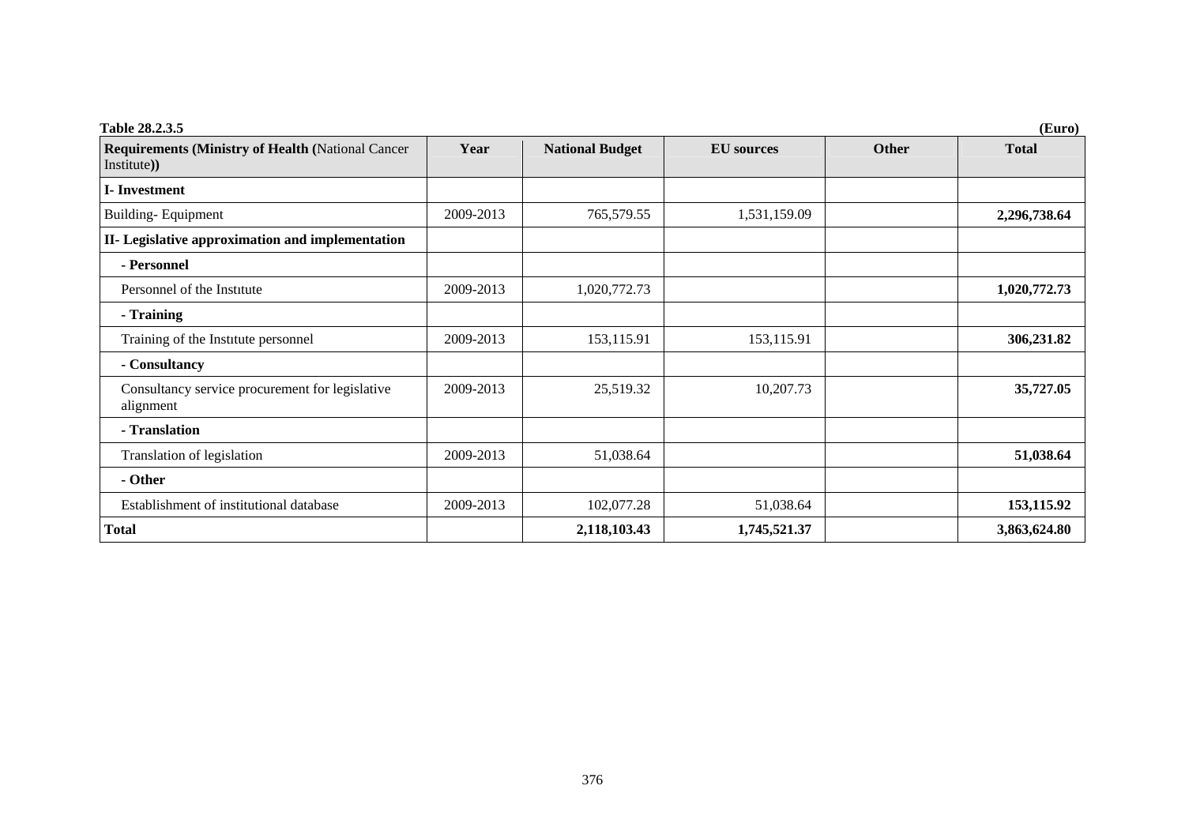**Table 28.2.3.5** **(Euro)**

| Requirements (Ministry of Health (National Cancer Institute)) | Year | National Budget | EU sources | Other | Total |
|---|---|---|---|---|---|
| **I- Investment** | | | | | |
| Building- Equipment | 2009-2013 | 765,579.55 | 1,531,159.09 | | **2,296,738.64** |
| **II- Legislative approximation and implementation** | | | | | |
| **- Personnel** | | | | | |
| Personnel of the Institute | 2009-2013 | 1,020,772.73 | | | **1,020,772.73** |
| **- Training** | | | | | |
| Training of the Institute personnel | 2009-2013 | 153,115.91 | 153,115.91 | | **306,231.82** |
| **- Consultancy** | | | | | |
| Consultancy service procurement for legislative alignment | 2009-2013 | 25,519.32 | 10,207.73 | | **35,727.05** |
| **- Translation** | | | | | |
| Translation of legislation | 2009-2013 | 51,038.64 | | | **51,038.64** |
| **- Other** | | | | | |
| Establishment of institutional database | 2009-2013 | 102,077.28 | 51,038.64 | | **153,115.92** |
| **Total** | | **2,118,103.43** | **1,745,521.37** | | **3,863,624.80** |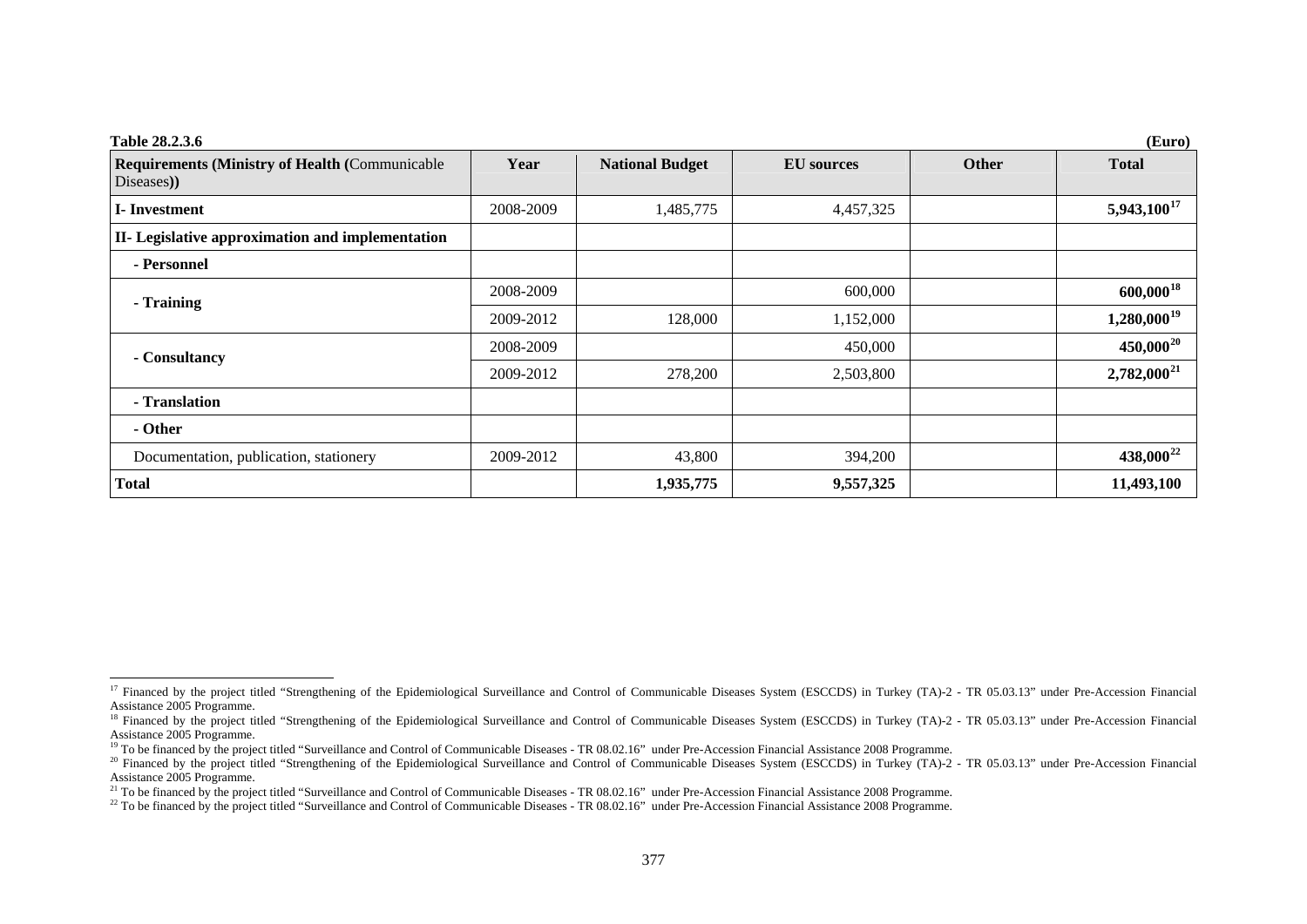**Table 28.2.3.6** **(Euro)**

| Requirements (Ministry of Health (Communicable Diseases)) | Year | National Budget | EU sources | Other | Total |
|---|---|---|---|---|---|
| **I- Investment** | 2008-2009 | 1,485,775 | 4,457,325 | | **5,943,100**[17] |
| **II- Legislative approximation and implementation** | | | | | |
| **- Personnel** | | | | | |
| **- Training** | 2008-2009 | | 600,000 | | **600,000**[18] |
| | 2009-2012 | 128,000 | 1,152,000 | | **1,280,000**[19] |
| **- Consultancy** | 2008-2009 | | 450,000 | | **450,000**[20] |
| | 2009-2012 | 278,200 | 2,503,800 | | **2,782,000**[21] |
| **- Translation** | | | | | |
| **- Other** | | | | | |
| Documentation, publication, stationery | 2009-2012 | 43,800 | 394,200 | | **438,000**[22] |
| **Total** | | **1,935,775** | **9,557,325** | | **11,493,100** |

[17] Financed by the project titled "Strengthening of the Epidemiological Surveillance and Control of Communicable Diseases System (ESCCDS) in Turkey (TA)-2 - TR 05.03.13" under Pre-Accession Financial Assistance 2005 Programme.

[18] Financed by the project titled "Strengthening of the Epidemiological Surveillance and Control of Communicable Diseases System (ESCCDS) in Turkey (TA)-2 - TR 05.03.13" under Pre-Accession Financial Assistance 2005 Programme.

[19] To be financed by the project titled "Surveillance and Control of Communicable Diseases - TR 08.02.16" under Pre-Accession Financial Assistance 2008 Programme.

[20] Financed by the project titled "Strengthening of the Epidemiological Surveillance and Control of Communicable Diseases System (ESCCDS) in Turkey (TA)-2 - TR 05.03.13" under Pre-Accession Financial Assistance 2005 Programme.

[21] To be financed by the project titled "Surveillance and Control of Communicable Diseases - TR 08.02.16" under Pre-Accession Financial Assistance 2008 Programme.

[22] To be financed by the project titled "Surveillance and Control of Communicable Diseases - TR 08.02.16" under Pre-Accession Financial Assistance 2008 Programme.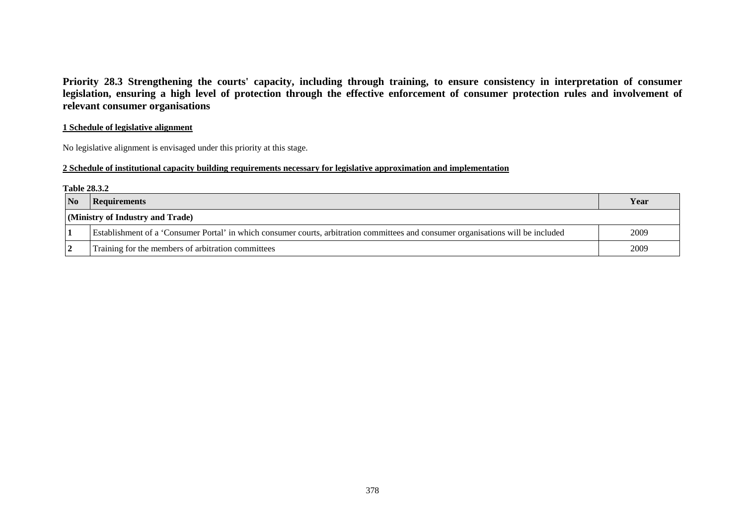## Priority 28.3 Strengthening the courts' capacity, including through training, to ensure consistency in interpretation of consumer legislation, ensuring a high level of protection through the effective enforcement of consumer protection rules and involvement of relevant consumer organisations

**1 Schedule of legislative alignment**

No legislative alignment is envisaged under this priority at this stage.

**2 Schedule of institutional capacity building requirements necessary for legislative approximation and implementation**

**Table 28.3.2**

| No | Requirements | Year |
|---|---|---|
| **(Ministry of Industry and Trade)** | | |
| **1** | Establishment of a ‘Consumer Portal’ in which consumer courts, arbitration committees and consumer organisations will be included | 2009 |
| **2** | Training for the members of arbitration committees | 2009 |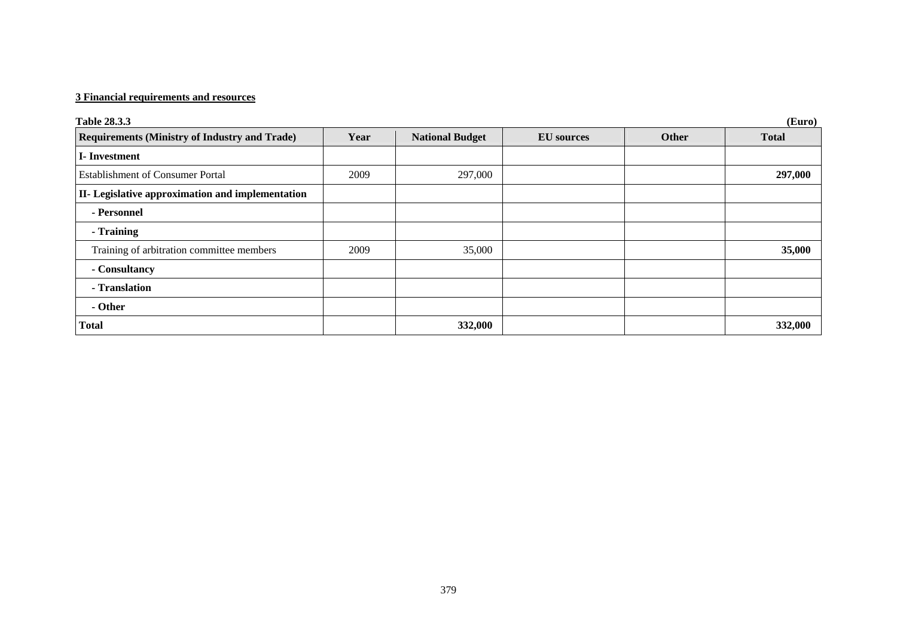**3 Financial requirements and resources**

**Table 28.3.3** **(Euro)**

| Requirements (Ministry of Industry and Trade) | Year | National Budget | EU sources | Other | Total |
|---|---|---|---|---|---|
| **I- Investment** | | | | | |
| Establishment of Consumer Portal | 2009 | 297,000 | | | **297,000** |
| **II- Legislative approximation and implementation** | | | | | |
| **- Personnel** | | | | | |
| **- Training** | | | | | |
| Training of arbitration committee members | 2009 | 35,000 | | | **35,000** |
| **- Consultancy** | | | | | |
| **- Translation** | | | | | |
| **- Other** | | | | | |
| **Total** | | **332,000** | | | **332,000** |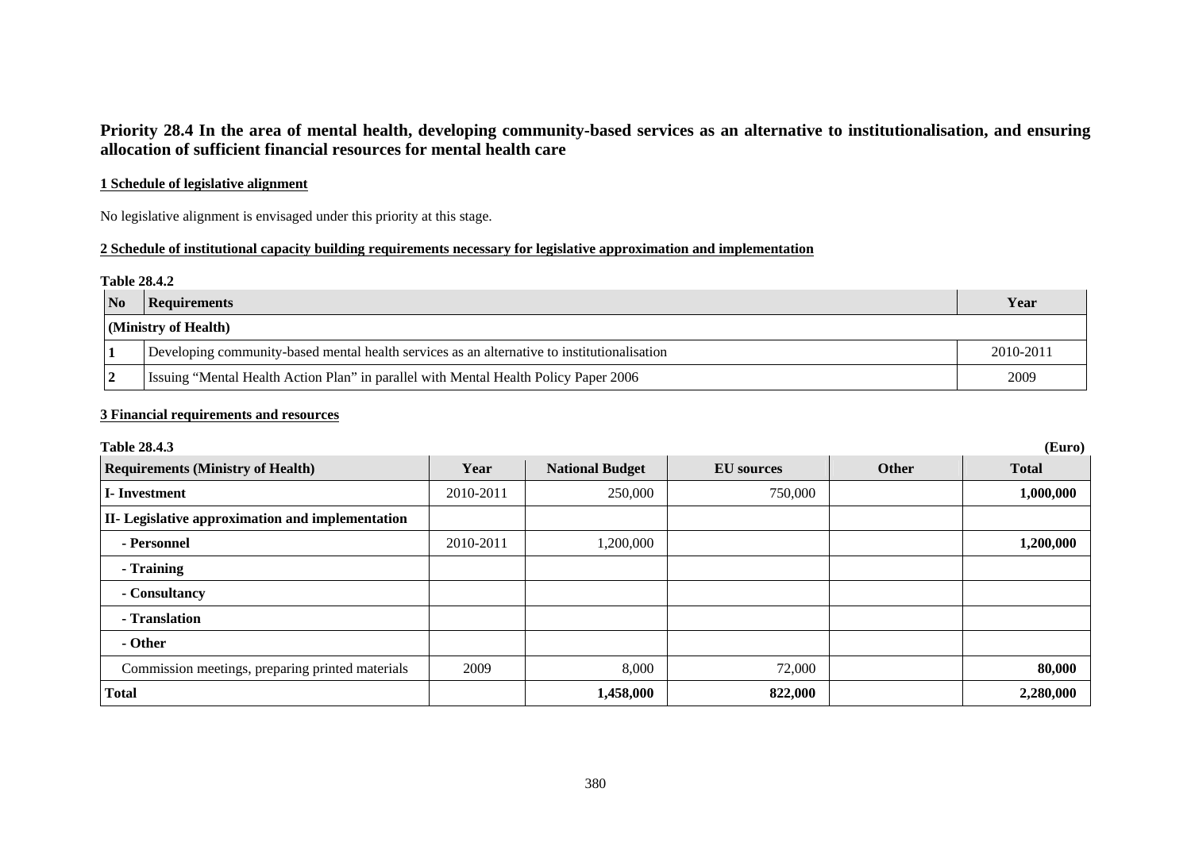## Priority 28.4 In the area of mental health, developing community-based services as an alternative to institutionalisation, and ensuring allocation of sufficient financial resources for mental health care

### 1 Schedule of legislative alignment

No legislative alignment is envisaged under this priority at this stage.

### 2 Schedule of institutional capacity building requirements necessary for legislative approximation and implementation

**Table 28.4.2**

| No | Requirements | Year |
|---|---|---|
| **(Ministry of Health)** | | |
| 1 | Developing community-based mental health services as an alternative to institutionalisation | 2010-2011 |
| 2 | Issuing "Mental Health Action Plan" in parallel with Mental Health Policy Paper 2006 | 2009 |

### 3 Financial requirements and resources

**Table 28.4.3** **(Euro)**

| Requirements (Ministry of Health) | Year | National Budget | EU sources | Other | Total |
|---|---|---|---|---|---|
| **I- Investment** | 2010-2011 | 250,000 | 750,000 | | **1,000,000** |
| **II- Legislative approximation and implementation** | | | | | |
| **- Personnel** | 2010-2011 | 1,200,000 | | | **1,200,000** |
| **- Training** | | | | | |
| **- Consultancy** | | | | | |
| **- Translation** | | | | | |
| **- Other** | | | | | |
| Commission meetings, preparing printed materials | 2009 | 8,000 | 72,000 | | **80,000** |
| **Total** | | **1,458,000** | **822,000** | | **2,280,000** |